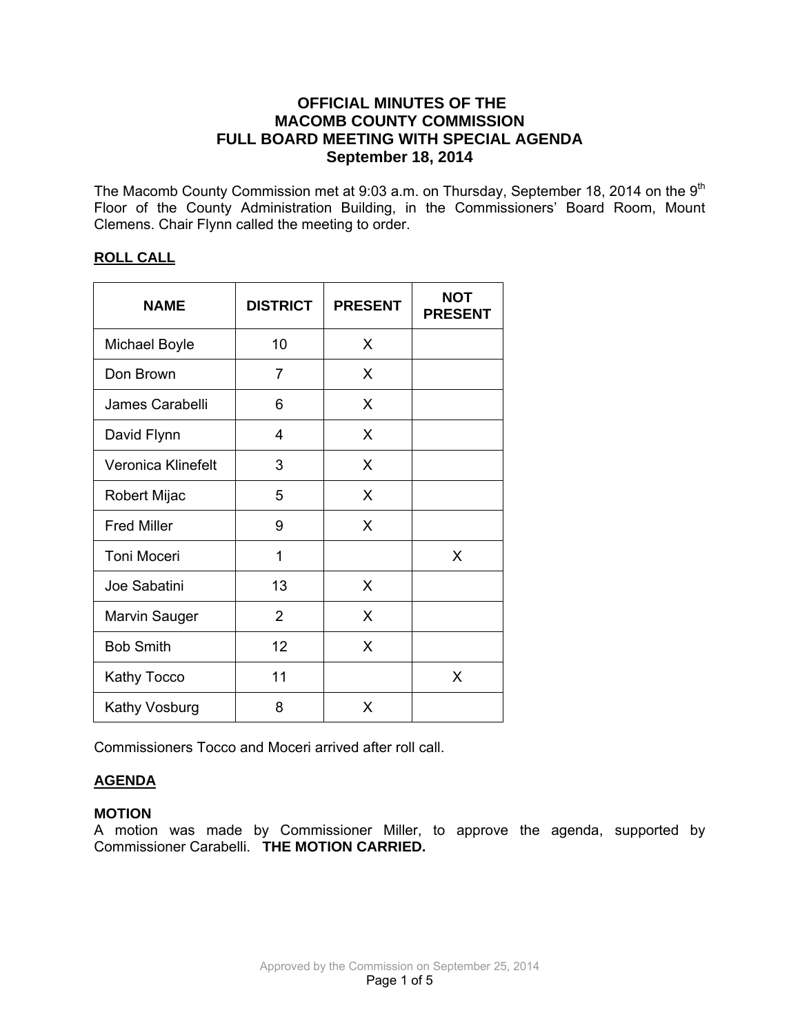# OFFICIAL MINUTES OF THE MACOMB COUNTY COMMISSION FULL BOARD MEETING WITH SPECIAL AGENDA September 18, 2014

The Macomb County Commission met at 9:03 a.m. on Thursday, September 18, 2014 on the 9th Floor of the County Administration Building, in the Commissioners' Board Room, Mount Clemens. Chair Flynn called the meeting to order.

## ROLL CALL

| NAME | DISTRICT | PRESENT | NOT PRESENT |
|---|---|---|---|
| Michael Boyle | 10 | X | |
| Don Brown | 7 | X | |
| James Carabelli | 6 | X | |
| David Flynn | 4 | X | |
| Veronica Klinefelt | 3 | X | |
| Robert Mijac | 5 | X | |
| Fred Miller | 9 | X | |
| Toni Moceri | 1 | | X |
| Joe Sabatini | 13 | X | |
| Marvin Sauger | 2 | X | |
| Bob Smith | 12 | X | |
| Kathy Tocco | 11 | | X |
| Kathy Vosburg | 8 | X | |

Commissioners Tocco and Moceri arrived after roll call.

## AGENDA

**MOTION**
A motion was made by Commissioner Miller, to approve the agenda, supported by Commissioner Carabelli. **THE MOTION CARRIED.**

Approved by the Commission on September 25, 2014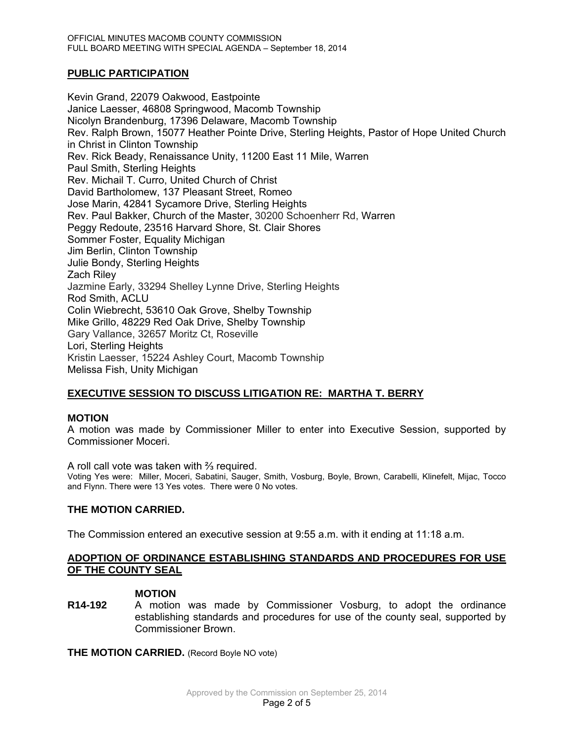## PUBLIC PARTICIPATION

Kevin Grand, 22079 Oakwood, Eastpointe
Janice Laesser, 46808 Springwood, Macomb Township
Nicolyn Brandenburg, 17396 Delaware, Macomb Township
Rev. Ralph Brown, 15077 Heather Pointe Drive, Sterling Heights, Pastor of Hope United Church in Christ in Clinton Township
Rev. Rick Beady, Renaissance Unity, 11200 East 11 Mile, Warren
Paul Smith, Sterling Heights
Rev. Michail T. Curro, United Church of Christ
David Bartholomew, 137 Pleasant Street, Romeo
Jose Marin, 42841 Sycamore Drive, Sterling Heights
Rev. Paul Bakker, Church of the Master, 30200 Schoenherr Rd, Warren
Peggy Redoute, 23516 Harvard Shore, St. Clair Shores
Sommer Foster, Equality Michigan
Jim Berlin, Clinton Township
Julie Bondy, Sterling Heights
Zach Riley
Jazmine Early, 33294 Shelley Lynne Drive, Sterling Heights
Rod Smith, ACLU
Colin Wiebrecht, 53610 Oak Grove, Shelby Township
Mike Grillo, 48229 Red Oak Drive, Shelby Township
Gary Vallance, 32657 Moritz Ct, Roseville
Lori, Sterling Heights
Kristin Laesser, 15224 Ashley Court, Macomb Township
Melissa Fish, Unity Michigan

## EXECUTIVE SESSION TO DISCUSS LITIGATION RE: MARTHA T. BERRY

**MOTION**
A motion was made by Commissioner Miller to enter into Executive Session, supported by Commissioner Moceri.

A roll call vote was taken with ⅔ required.
Voting Yes were: Miller, Moceri, Sabatini, Sauger, Smith, Vosburg, Boyle, Brown, Carabelli, Klinefelt, Mijac, Tocco and Flynn. There were 13 Yes votes. There were 0 No votes.

**THE MOTION CARRIED.**

The Commission entered an executive session at 9:55 a.m. with it ending at 11:18 a.m.

## ADOPTION OF ORDINANCE ESTABLISHING STANDARDS AND PROCEDURES FOR USE OF THE COUNTY SEAL

**MOTION**
**R14-192** A motion was made by Commissioner Vosburg, to adopt the ordinance establishing standards and procedures for use of the county seal, supported by Commissioner Brown.

**THE MOTION CARRIED.** (Record Boyle NO vote)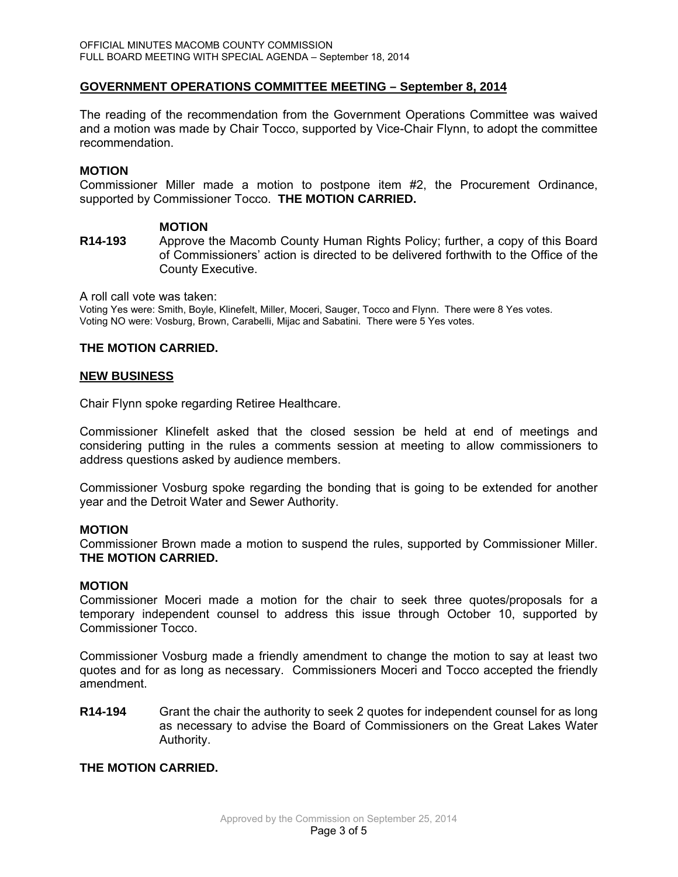## GOVERNMENT OPERATIONS COMMITTEE MEETING – September 8, 2014

The reading of the recommendation from the Government Operations Committee was waived and a motion was made by Chair Tocco, supported by Vice-Chair Flynn, to adopt the committee recommendation.

**MOTION**

Commissioner Miller made a motion to postpone item #2, the Procurement Ordinance, supported by Commissioner Tocco. **THE MOTION CARRIED.**

**MOTION**

**R14-193** Approve the Macomb County Human Rights Policy; further, a copy of this Board of Commissioners' action is directed to be delivered forthwith to the Office of the County Executive.

A roll call vote was taken:

Voting Yes were: Smith, Boyle, Klinefelt, Miller, Moceri, Sauger, Tocco and Flynn. There were 8 Yes votes.
Voting NO were: Vosburg, Brown, Carabelli, Mijac and Sabatini. There were 5 Yes votes.

**THE MOTION CARRIED.**

## NEW BUSINESS

Chair Flynn spoke regarding Retiree Healthcare.

Commissioner Klinefelt asked that the closed session be held at end of meetings and considering putting in the rules a comments session at meeting to allow commissioners to address questions asked by audience members.

Commissioner Vosburg spoke regarding the bonding that is going to be extended for another year and the Detroit Water and Sewer Authority.

**MOTION**

Commissioner Brown made a motion to suspend the rules, supported by Commissioner Miller. **THE MOTION CARRIED.**

**MOTION**

Commissioner Moceri made a motion for the chair to seek three quotes/proposals for a temporary independent counsel to address this issue through October 10, supported by Commissioner Tocco.

Commissioner Vosburg made a friendly amendment to change the motion to say at least two quotes and for as long as necessary. Commissioners Moceri and Tocco accepted the friendly amendment.

**R14-194** Grant the chair the authority to seek 2 quotes for independent counsel for as long as necessary to advise the Board of Commissioners on the Great Lakes Water Authority.

**THE MOTION CARRIED.**

Approved by the Commission on September 25, 2014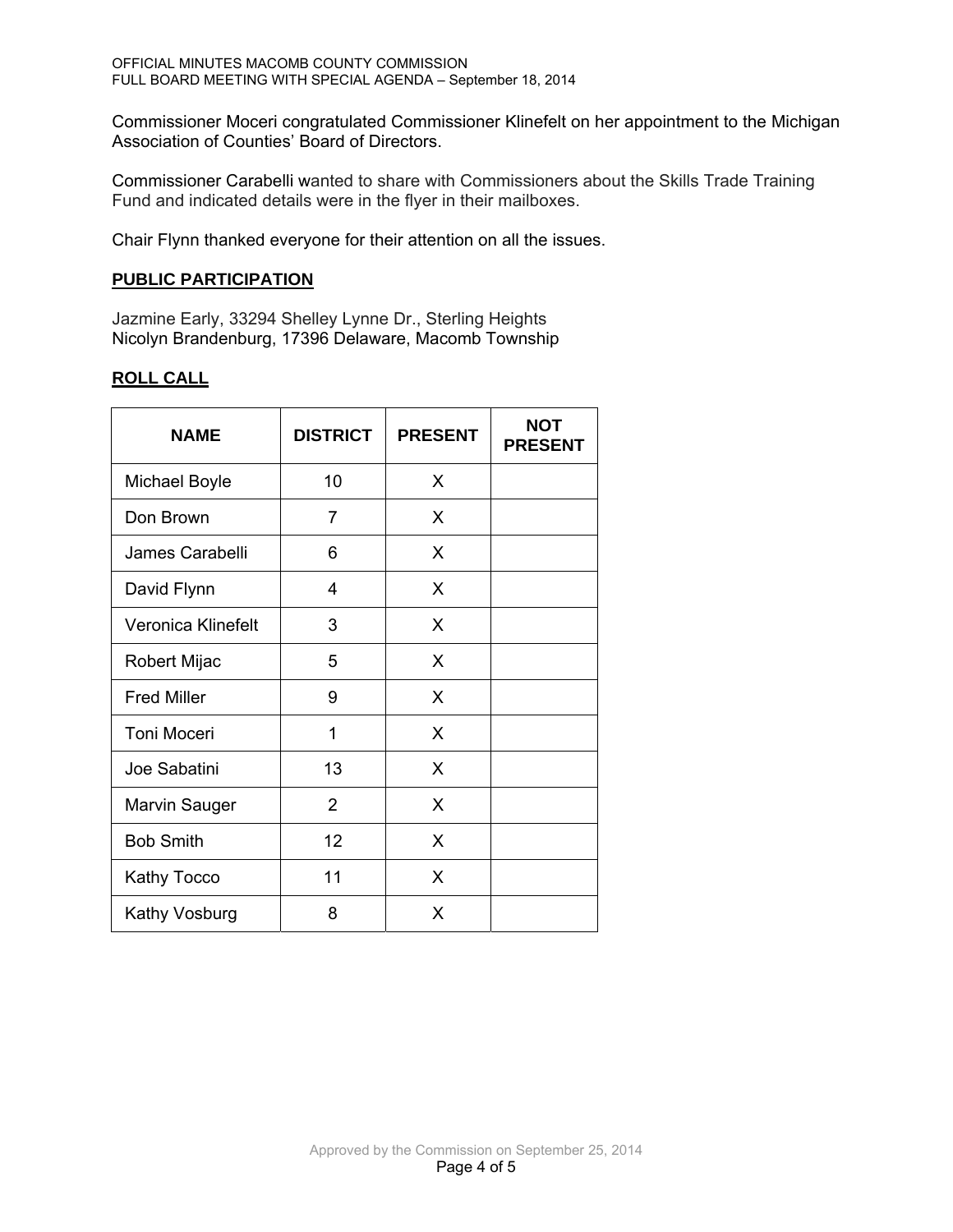Commissioner Moceri congratulated Commissioner Klinefelt on her appointment to the Michigan Association of Counties' Board of Directors.

Commissioner Carabelli wanted to share with Commissioners about the Skills Trade Training Fund and indicated details were in the flyer in their mailboxes.

Chair Flynn thanked everyone for their attention on all the issues.

## PUBLIC PARTICIPATION

Jazmine Early, 33294 Shelley Lynne Dr., Sterling Heights
Nicolyn Brandenburg, 17396 Delaware, Macomb Township

## ROLL CALL

| NAME | DISTRICT | PRESENT | NOT PRESENT |
|---|---|---|---|
| Michael Boyle | 10 | X | |
| Don Brown | 7 | X | |
| James Carabelli | 6 | X | |
| David Flynn | 4 | X | |
| Veronica Klinefelt | 3 | X | |
| Robert Mijac | 5 | X | |
| Fred Miller | 9 | X | |
| Toni Moceri | 1 | X | |
| Joe Sabatini | 13 | X | |
| Marvin Sauger | 2 | X | |
| Bob Smith | 12 | X | |
| Kathy Tocco | 11 | X | |
| Kathy Vosburg | 8 | X | |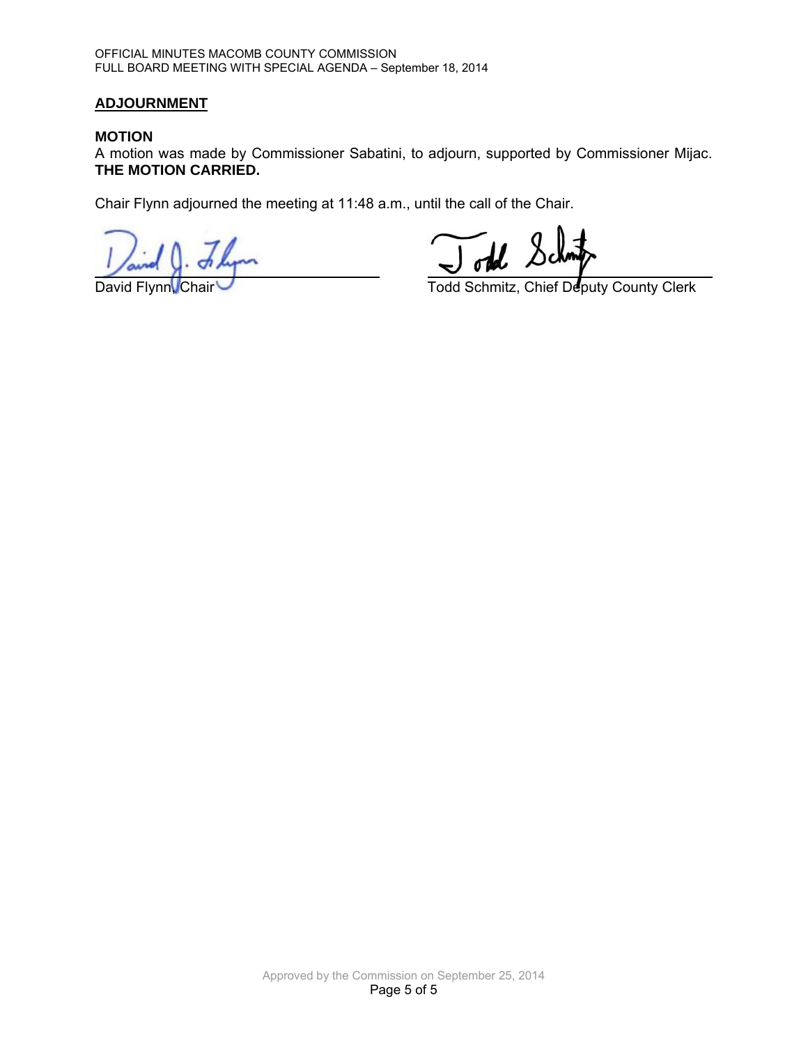## ADJOURNMENT

**MOTION**
A motion was made by Commissioner Sabatini, to adjourn, supported by Commissioner Mijac.
**THE MOTION CARRIED.**

Chair Flynn adjourned the meeting at 11:48 a.m., until the call of the Chair.

David Flynn, Chair

Todd Schmitz, Chief Deputy County Clerk

Approved by the Commission on September 25, 2014